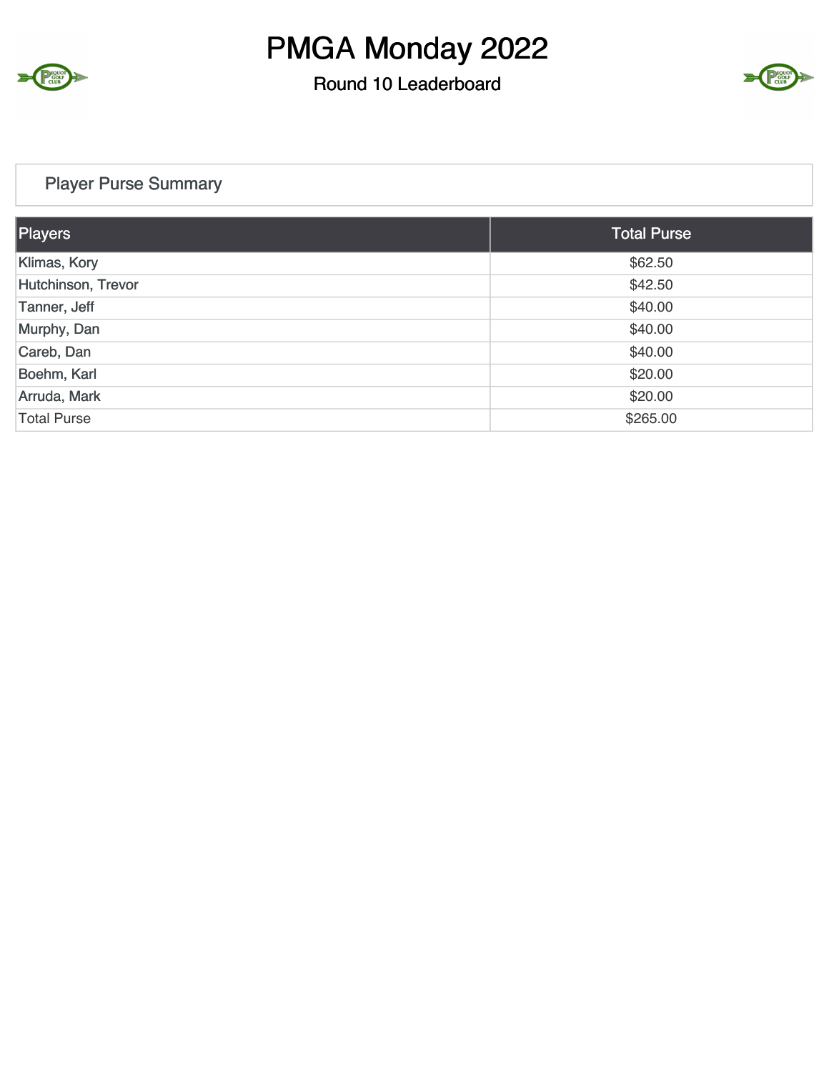# PMGA Monday 2022

## Round 10 Leaderboard

### Player Purse Summary

| Players | Total Purse |
|---|---|
| Klimas, Kory | $62.50 |
| Hutchinson, Trevor | $42.50 |
| Tanner, Jeff | $40.00 |
| Murphy, Dan | $40.00 |
| Careb, Dan | $40.00 |
| Boehm, Karl | $20.00 |
| Arruda, Mark | $20.00 |
| Total Purse | $265.00 |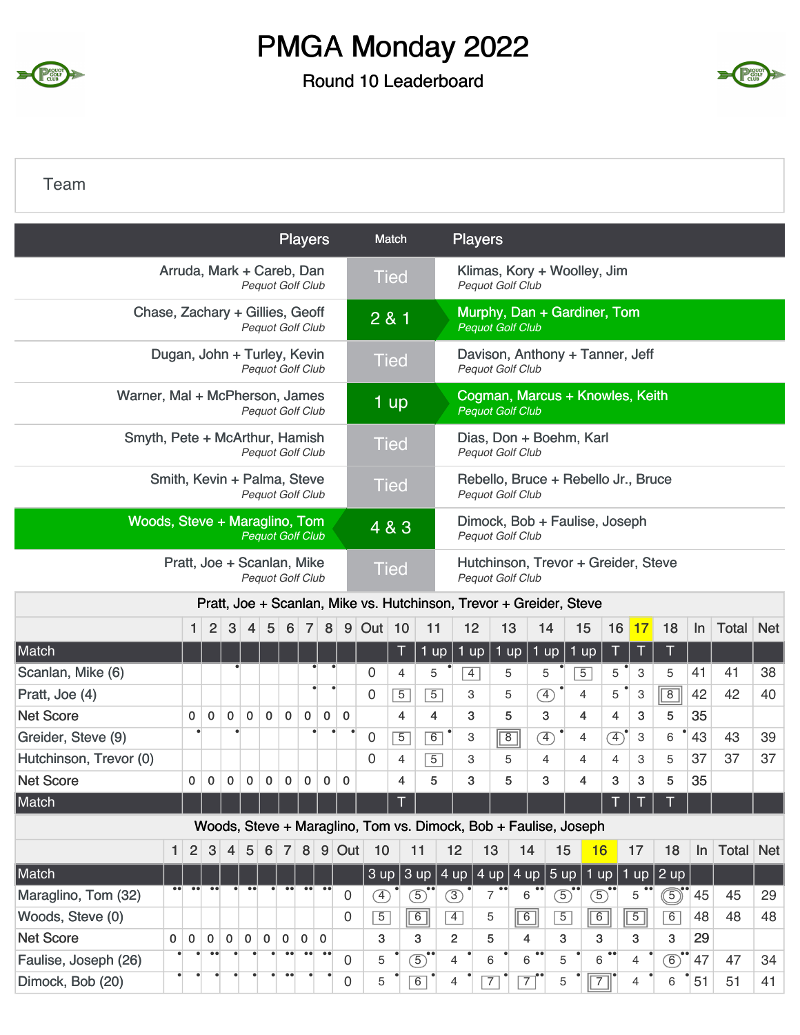# PMGA Monday 2022

## Round 10 Leaderboard

Team

| Players | Match | Players |
|---|---|---|
| Arruda, Mark + Careb, Dan *Pequot Golf Club* | Tied | Klimas, Kory + Woolley, Jim *Pequot Golf Club* |
| Chase, Zachary + Gillies, Geoff *Pequot Golf Club* | 2 & 1 | Murphy, Dan + Gardiner, Tom *Pequot Golf Club* |
| Dugan, John + Turley, Kevin *Pequot Golf Club* | Tied | Davison, Anthony + Tanner, Jeff *Pequot Golf Club* |
| Warner, Mal + McPherson, James *Pequot Golf Club* | 1 up | Cogman, Marcus + Knowles, Keith *Pequot Golf Club* |
| Smyth, Pete + McArthur, Hamish *Pequot Golf Club* | Tied | Dias, Don + Boehm, Karl *Pequot Golf Club* |
| Smith, Kevin + Palma, Steve *Pequot Golf Club* | Tied | Rebello, Bruce + Rebello Jr., Bruce *Pequot Golf Club* |
| Woods, Steve + Maraglino, Tom *Pequot Golf Club* | 4 & 3 | Dimock, Bob + Faulise, Joseph *Pequot Golf Club* |
| Pratt, Joe + Scanlan, Mike *Pequot Golf Club* | Tied | Hutchinson, Trevor + Greider, Steve *Pequot Golf Club* |

**Pratt, Joe + Scanlan, Mike vs. Hutchinson, Trevor + Greider, Steve**

| | 1 | 2 | 3 | 4 | 5 | 6 | 7 | 8 | 9 | Out | 10 | 11 | 12 | 13 | 14 | 15 | 16 | 17 | 18 | In | Total | Net |
|---|---|---|---|---|---|---|---|---|---|---|---|---|---|---|---|---|---|---|---|---|---|---|
| Match | | | | | | | | | | | T | 1 up | 1 up | 1 up | 1 up | 1 up | T | T | T | | | |
| Scanlan, Mike (6) | | | | | | | | | | 0 | 4 | 5 | 4 | 5 | 5 | 5 | 5 | 3 | 5 | 41 | 41 | 38 |
| Pratt, Joe (4) | | | | | | | | | | 0 | 5 | 5 | 3 | 5 | 4 | 4 | 5 | 3 | 8 | 42 | 42 | 40 |
| Net Score | 0 | 0 | 0 | 0 | 0 | 0 | 0 | 0 | 0 | 0 | 4 | 4 | 3 | 5 | 3 | 4 | 4 | 3 | 5 | 35 | | |
| Greider, Steve (9) | | | | | | | | | | 0 | 5 | 6 | 3 | 8 | 4 | 4 | 4 | 3 | 6 | 43 | 43 | 39 |
| Hutchinson, Trevor (0) | | | | | | | | | | 0 | 4 | 5 | 3 | 5 | 4 | 4 | 4 | 3 | 5 | 37 | 37 | 37 |
| Net Score | 0 | 0 | 0 | 0 | 0 | 0 | 0 | 0 | 0 | 0 | 4 | 5 | 3 | 5 | 3 | 4 | 3 | 3 | 5 | 35 | | |
| Match | | | | | | | | | | | T | | | | | | T | T | T | | | |

**Woods, Steve + Maraglino, Tom vs. Dimock, Bob + Faulise, Joseph**

| | 1 | 2 | 3 | 4 | 5 | 6 | 7 | 8 | 9 | Out | 10 | 11 | 12 | 13 | 14 | 15 | 16 | 17 | 18 | In | Total | Net |
|---|---|---|---|---|---|---|---|---|---|---|---|---|---|---|---|---|---|---|---|---|---|---|
| Match | | | | | | | | | | | 3 up | 3 up | 4 up | 4 up | 4 up | 5 up | 1 up | 1 up | 2 up | | | |
| Maraglino, Tom (32) | | | | | | | | | | 0 | 4 | 5 | 3 | 7 | 6 | 5 | 5 | 5 | 5 | 45 | 45 | 29 |
| Woods, Steve (0) | | | | | | | | | | 0 | 5 | 6 | 4 | 5 | 6 | 5 | 6 | 5 | 6 | 48 | 48 | 48 |
| Net Score | 0 | 0 | 0 | 0 | 0 | 0 | 0 | 0 | 0 | 0 | 3 | 3 | 2 | 5 | 4 | 3 | 3 | 3 | 3 | 29 | | |
| Faulise, Joseph (26) | | | | | | | | | | 0 | 5 | 5 | 4 | 6 | 6 | 5 | 6 | 4 | 6 | 47 | 47 | 34 |
| Dimock, Bob (20) | | | | | | | | | | 0 | 5 | 6 | 4 | 7 | 7 | 5 | 7 | 4 | 6 | 51 | 51 | 41 |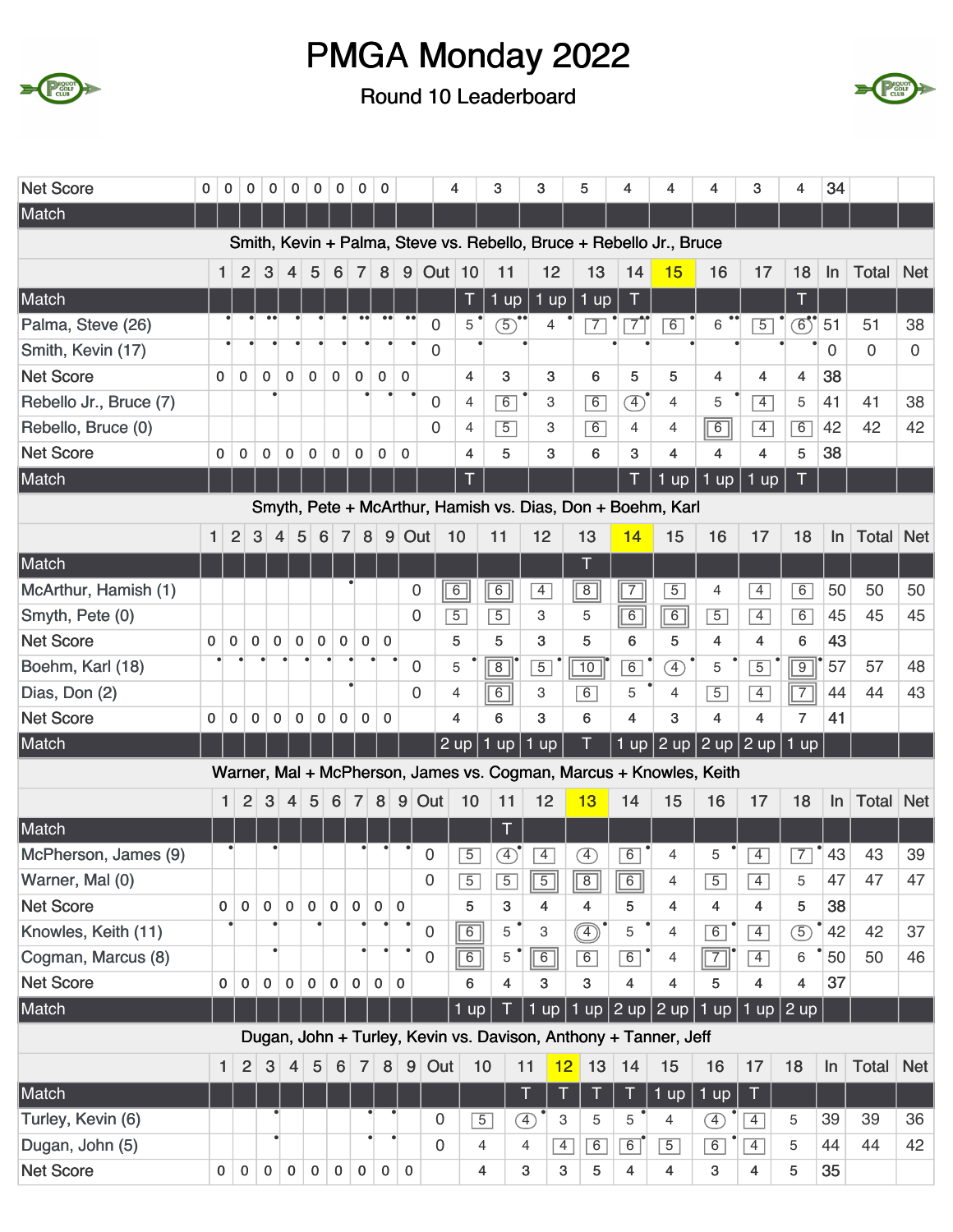# PMGA Monday 2022

## Round 10 Leaderboard

| | 1 | 2 | 3 | 4 | 5 | 6 | 7 | 8 | 9 | Out | 10 | 11 | 12 | 13 | 14 | 15 | 16 | 17 | 18 | In | Total | Net |
|---|---|---|---|---|---|---|---|---|---|---|---|---|---|---|---|---|---|---|---|---|---|---|
| Net Score | 0 | 0 | 0 | 0 | 0 | 0 | 0 | 0 | 0 | | 4 | 3 | 3 | 5 | 4 | 4 | 4 | 3 | 4 | 34 | | |
| Match | | | | | | | | | | | | | | | | | | | | | | |

### Smith, Kevin + Palma, Steve vs. Rebello, Bruce + Rebello Jr., Bruce

| | 1 | 2 | 3 | 4 | 5 | 6 | 7 | 8 | 9 | Out | 10 | 11 | 12 | 13 | 14 | 15 | 16 | 17 | 18 | In | Total | Net |
|---|---|---|---|---|---|---|---|---|---|---|---|---|---|---|---|---|---|---|---|---|---|---|
| Match | | | | | | | | | | | T | 1 up | 1 up | 1 up | T | | | | T | | | |
| Palma, Steve (26) | | | | | | | | | | 0 | 5 | 5 | 4 | 7 | 7 | 6 | 6 | 5 | 6 | 51 | 51 | 38 |
| Smith, Kevin (17) | | | | | | | | | | 0 | | | | | | | | | | 0 | 0 | 0 |
| Net Score | 0 | 0 | 0 | 0 | 0 | 0 | 0 | 0 | 0 | 0 | 4 | 3 | 3 | 6 | 5 | 5 | 4 | 4 | 4 | 38 | | |
| Rebello Jr., Bruce (7) | | | | | | | | | | 0 | 4 | 6 | 3 | 6 | 4 | 4 | 5 | 4 | 5 | 41 | 41 | 38 |
| Rebello, Bruce (0) | | | | | | | | | | 0 | 4 | 5 | 3 | 6 | 4 | 4 | 6 | 4 | 6 | 42 | 42 | 42 |
| Net Score | 0 | 0 | 0 | 0 | 0 | 0 | 0 | 0 | 0 | 0 | 4 | 5 | 3 | 6 | 3 | 4 | 4 | 4 | 5 | 38 | | |
| Match | | | | | | | | | | | T | | | | T | 1 up | 1 up | 1 up | T | | | |

### Smyth, Pete + McArthur, Hamish vs. Dias, Don + Boehm, Karl

| | 1 | 2 | 3 | 4 | 5 | 6 | 7 | 8 | 9 | Out | 10 | 11 | 12 | 13 | 14 | 15 | 16 | 17 | 18 | In | Total | Net |
|---|---|---|---|---|---|---|---|---|---|---|---|---|---|---|---|---|---|---|---|---|---|---|
| Match | | | | | | | | | | | | | | T | | | | | | | | |
| McArthur, Hamish (1) | | | | | | | | | | 0 | 6 | 6 | 4 | 8 | 7 | 5 | 4 | 4 | 6 | 50 | 50 | 50 |
| Smyth, Pete (0) | | | | | | | | | | 0 | 5 | 5 | 3 | 5 | 6 | 6 | 5 | 4 | 6 | 45 | 45 | 45 |
| Net Score | 0 | 0 | 0 | 0 | 0 | 0 | 0 | 0 | 0 | 0 | 5 | 5 | 3 | 5 | 6 | 5 | 4 | 4 | 6 | 43 | | |
| Boehm, Karl (18) | | | | | | | | | | 0 | 5 | 8 | 5 | 10 | 6 | 4 | 5 | 5 | 9 | 57 | 57 | 48 |
| Dias, Don (2) | | | | | | | | | | 0 | 4 | 6 | 3 | 6 | 5 | 4 | 5 | 4 | 7 | 44 | 44 | 43 |
| Net Score | 0 | 0 | 0 | 0 | 0 | 0 | 0 | 0 | 0 | 0 | 4 | 6 | 3 | 6 | 4 | 3 | 4 | 4 | 7 | 41 | | |
| Match | | | | | | | | | | | 2 up | 1 up | 1 up | T | 1 up | 2 up | 2 up | 2 up | 1 up | | | |

### Warner, Mal + McPherson, James vs. Cogman, Marcus + Knowles, Keith

| | 1 | 2 | 3 | 4 | 5 | 6 | 7 | 8 | 9 | Out | 10 | 11 | 12 | 13 | 14 | 15 | 16 | 17 | 18 | In | Total | Net |
|---|---|---|---|---|---|---|---|---|---|---|---|---|---|---|---|---|---|---|---|---|---|---|
| Match | | | | | | | | | | | | T | | | | | | | | | | |
| McPherson, James (9) | | | | | | | | | | 0 | 5 | 4 | 4 | 4 | 6 | 4 | 5 | 4 | 7 | 43 | 43 | 39 |
| Warner, Mal (0) | | | | | | | | | | 0 | 5 | 5 | 5 | 8 | 6 | 4 | 5 | 4 | 5 | 47 | 47 | 47 |
| Net Score | 0 | 0 | 0 | 0 | 0 | 0 | 0 | 0 | 0 | 0 | 5 | 3 | 4 | 4 | 5 | 4 | 4 | 4 | 5 | 38 | | |
| Knowles, Keith (11) | | | | | | | | | | 0 | 6 | 5 | 3 | 4 | 5 | 4 | 6 | 4 | 5 | 42 | 42 | 37 |
| Cogman, Marcus (8) | | | | | | | | | | 0 | 6 | 5 | 6 | 6 | 6 | 4 | 7 | 4 | 6 | 50 | 50 | 46 |
| Net Score | 0 | 0 | 0 | 0 | 0 | 0 | 0 | 0 | 0 | 0 | 6 | 4 | 3 | 3 | 4 | 4 | 5 | 4 | 4 | 37 | | |
| Match | | | | | | | | | | | 1 up | T | 1 up | 1 up | 2 up | 2 up | 1 up | 1 up | 2 up | | | |

### Dugan, John + Turley, Kevin vs. Davison, Anthony + Tanner, Jeff

| | 1 | 2 | 3 | 4 | 5 | 6 | 7 | 8 | 9 | Out | 10 | 11 | 12 | 13 | 14 | 15 | 16 | 17 | 18 | In | Total | Net |
|---|---|---|---|---|---|---|---|---|---|---|---|---|---|---|---|---|---|---|---|---|---|---|
| Match | | | | | | | | | | | | T | T | T | T | 1 up | 1 up | T | | | | |
| Turley, Kevin (6) | | | | | | | | | | 0 | 5 | 4 | 3 | 5 | 5 | 4 | 4 | 4 | 5 | 39 | 39 | 36 |
| Dugan, John (5) | | | | | | | | | | 0 | 4 | 4 | 4 | 6 | 6 | 5 | 6 | 4 | 5 | 44 | 44 | 42 |
| Net Score | 0 | 0 | 0 | 0 | 0 | 0 | 0 | 0 | 0 | 0 | 4 | 3 | 3 | 5 | 4 | 4 | 3 | 4 | 5 | 35 | | |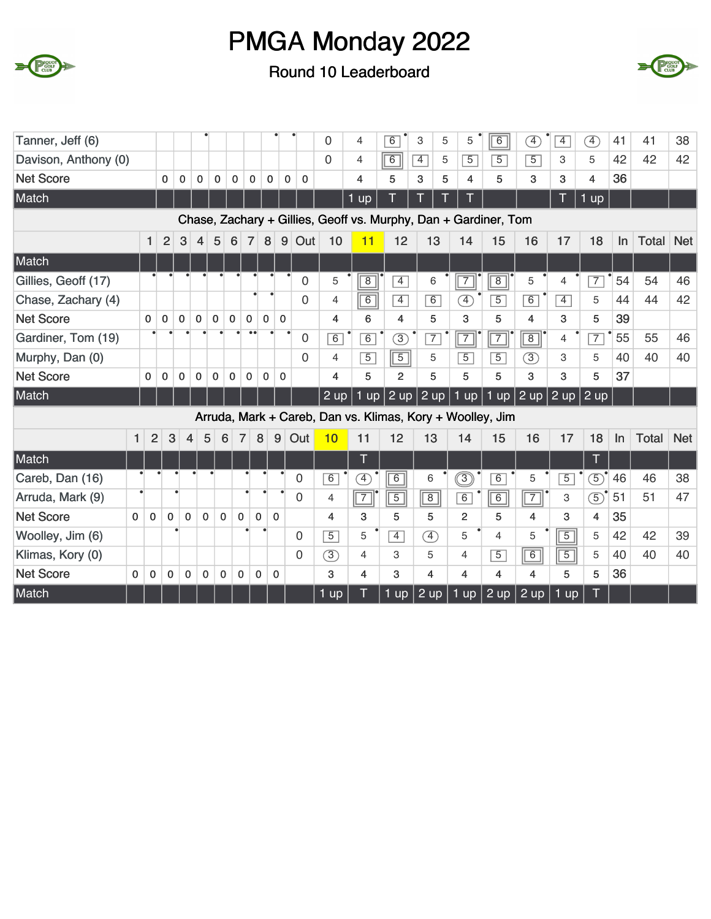# PMGA Monday 2022

## Round 10 Leaderboard

| | 1 | 2 | 3 | 4 | 5 | 6 | 7 | 8 | 9 | Out | 10 | 11 | 12 | 13 | 14 | 15 | 16 | 17 | 18 | In | Total | Net |
|---|---|---|---|---|---|---|---|---|---|---|---|---|---|---|---|---|---|---|---|---|---|---|
| Tanner, Jeff (6) | | | | | | | | | | 0 | 4 | 6 | 3 | 5 | 5 | 6 | 4 | 4 | 4 | 41 | 41 | 38 |
| Davison, Anthony (0) | | | | | | | | | | 0 | 4 | 6 | 4 | 5 | 5 | 5 | 5 | 3 | 5 | 42 | 42 | 42 |
| Net Score | 0 | 0 | 0 | 0 | 0 | 0 | 0 | 0 | 0 | | 4 | 5 | 3 | 5 | 4 | 5 | 3 | 3 | 4 | 36 | | |
| Match | | | | | | | | | | | 1 up | T | T | T | T | | | T | 1 up | | | |

### Chase, Zachary + Gillies, Geoff vs. Murphy, Dan + Gardiner, Tom

| | 1 | 2 | 3 | 4 | 5 | 6 | 7 | 8 | 9 | Out | 10 | 11 | 12 | 13 | 14 | 15 | 16 | 17 | 18 | In | Total | Net |
|---|---|---|---|---|---|---|---|---|---|---|---|---|---|---|---|---|---|---|---|---|---|---|
| Match | | | | | | | | | | | | | | | | | | | | | | |
| Gillies, Geoff (17) | | | | | | | | | | 0 | 5 | 8 | 4 | 6 | 7 | 8 | 5 | 4 | 7 | 54 | 54 | 46 |
| Chase, Zachary (4) | | | | | | | | | | 0 | 4 | 6 | 4 | 6 | 4 | 5 | 6 | 4 | 5 | 44 | 44 | 42 |
| Net Score | 0 | 0 | 0 | 0 | 0 | 0 | 0 | 0 | 0 | | 4 | 6 | 4 | 5 | 3 | 5 | 4 | 3 | 5 | 39 | | |
| Gardiner, Tom (19) | | | | | | | | | | 0 | 6 | 6 | 3 | 7 | 7 | 7 | 8 | 4 | 7 | 55 | 55 | 46 |
| Murphy, Dan (0) | | | | | | | | | | 0 | 4 | 5 | 5 | 5 | 5 | 5 | 3 | 3 | 5 | 40 | 40 | 40 |
| Net Score | 0 | 0 | 0 | 0 | 0 | 0 | 0 | 0 | 0 | | 4 | 5 | 2 | 5 | 5 | 5 | 3 | 3 | 5 | 37 | | |
| Match | | | | | | | | | | | 2 up | 1 up | 2 up | 2 up | 1 up | 1 up | 2 up | 2 up | 2 up | | | |

### Arruda, Mark + Careb, Dan vs. Klimas, Kory + Woolley, Jim

| | 1 | 2 | 3 | 4 | 5 | 6 | 7 | 8 | 9 | Out | 10 | 11 | 12 | 13 | 14 | 15 | 16 | 17 | 18 | In | Total | Net |
|---|---|---|---|---|---|---|---|---|---|---|---|---|---|---|---|---|---|---|---|---|---|---|
| Match | | | | | | | | | | | | T | | | | | | | T | | | |
| Careb, Dan (16) | | | | | | | | | | 0 | 6 | 4 | 6 | 6 | 3 | 6 | 5 | 5 | 5 | 46 | 46 | 38 |
| Arruda, Mark (9) | | | | | | | | | | 0 | 4 | 7 | 5 | 8 | 6 | 6 | 7 | 3 | 5 | 51 | 51 | 47 |
| Net Score | 0 | 0 | 0 | 0 | 0 | 0 | 0 | 0 | 0 | | 4 | 3 | 5 | 5 | 2 | 5 | 4 | 3 | 4 | 35 | | |
| Woolley, Jim (6) | | | | | | | | | | 0 | 5 | 5 | 4 | 4 | 5 | 4 | 5 | 5 | 5 | 42 | 42 | 39 |
| Klimas, Kory (0) | | | | | | | | | | 0 | 3 | 4 | 3 | 5 | 4 | 5 | 6 | 5 | 5 | 40 | 40 | 40 |
| Net Score | 0 | 0 | 0 | 0 | 0 | 0 | 0 | 0 | 0 | | 3 | 4 | 3 | 4 | 4 | 4 | 4 | 5 | 5 | 36 | | |
| Match | | | | | | | | | | | 1 up | T | 1 up | 2 up | 1 up | 2 up | 2 up | 1 up | T | | | |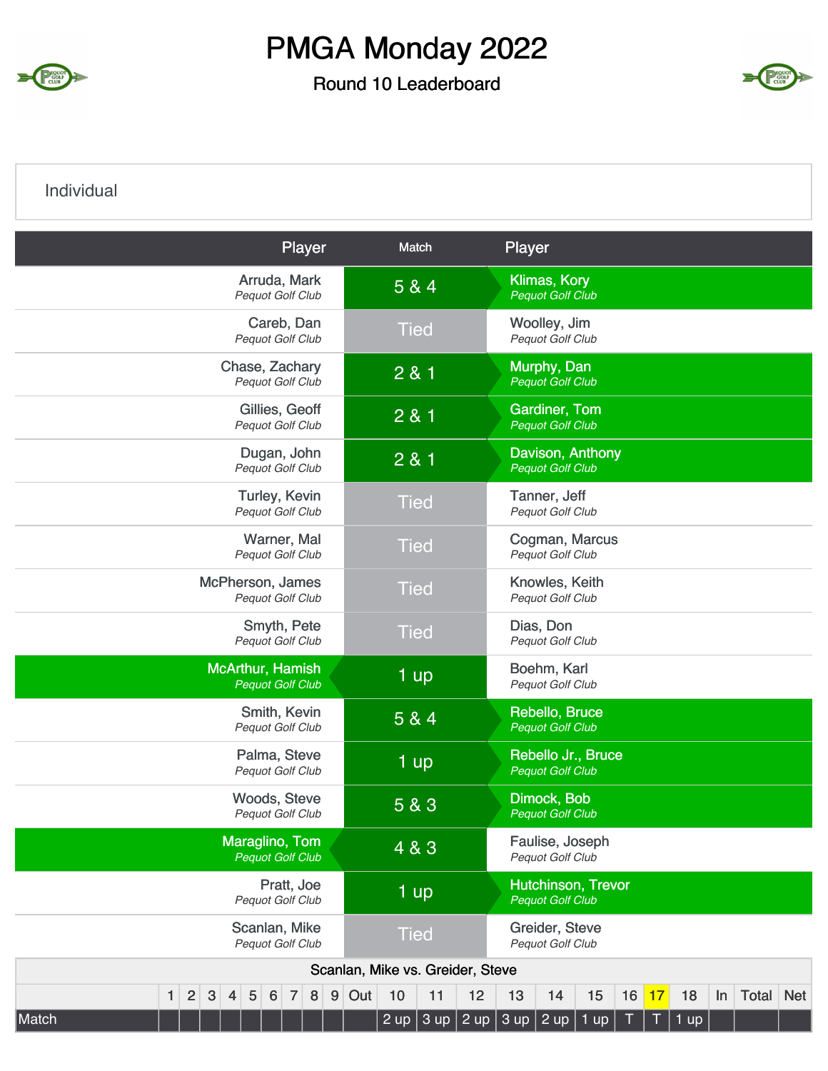# PMGA Monday 2022

## Round 10 Leaderboard

### Individual

| Player | Match | Player |
|---|---|---|
| Arruda, Mark *Pequot Golf Club* | 5 & 4 | Klimas, Kory *Pequot Golf Club* |
| Careb, Dan *Pequot Golf Club* | Tied | Woolley, Jim *Pequot Golf Club* |
| Chase, Zachary *Pequot Golf Club* | 2 & 1 | Murphy, Dan *Pequot Golf Club* |
| Gillies, Geoff *Pequot Golf Club* | 2 & 1 | Gardiner, Tom *Pequot Golf Club* |
| Dugan, John *Pequot Golf Club* | 2 & 1 | Davison, Anthony *Pequot Golf Club* |
| Turley, Kevin *Pequot Golf Club* | Tied | Tanner, Jeff *Pequot Golf Club* |
| Warner, Mal *Pequot Golf Club* | Tied | Cogman, Marcus *Pequot Golf Club* |
| McPherson, James *Pequot Golf Club* | Tied | Knowles, Keith *Pequot Golf Club* |
| Smyth, Pete *Pequot Golf Club* | Tied | Dias, Don *Pequot Golf Club* |
| McArthur, Hamish *Pequot Golf Club* | 1 up | Boehm, Karl *Pequot Golf Club* |
| Smith, Kevin *Pequot Golf Club* | 5 & 4 | Rebello, Bruce *Pequot Golf Club* |
| Palma, Steve *Pequot Golf Club* | 1 up | Rebello Jr., Bruce *Pequot Golf Club* |
| Woods, Steve *Pequot Golf Club* | 5 & 3 | Dimock, Bob *Pequot Golf Club* |
| Maraglino, Tom *Pequot Golf Club* | 4 & 3 | Faulise, Joseph *Pequot Golf Club* |
| Pratt, Joe *Pequot Golf Club* | 1 up | Hutchinson, Trevor *Pequot Golf Club* |
| Scanlan, Mike *Pequot Golf Club* | Tied | Greider, Steve *Pequot Golf Club* |

**Scanlan, Mike vs. Greider, Steve**

| | 1 | 2 | 3 | 4 | 5 | 6 | 7 | 8 | 9 | Out | 10 | 11 | 12 | 13 | 14 | 15 | 16 | 17 | 18 | In | Total | Net |
|---|---|---|---|---|---|---|---|---|---|---|---|---|---|---|---|---|---|---|---|---|---|---|
| Match | | | | | | | | | | | 2 up | 3 up | 2 up | 3 up | 2 up | 1 up | T | T | 1 up | | | |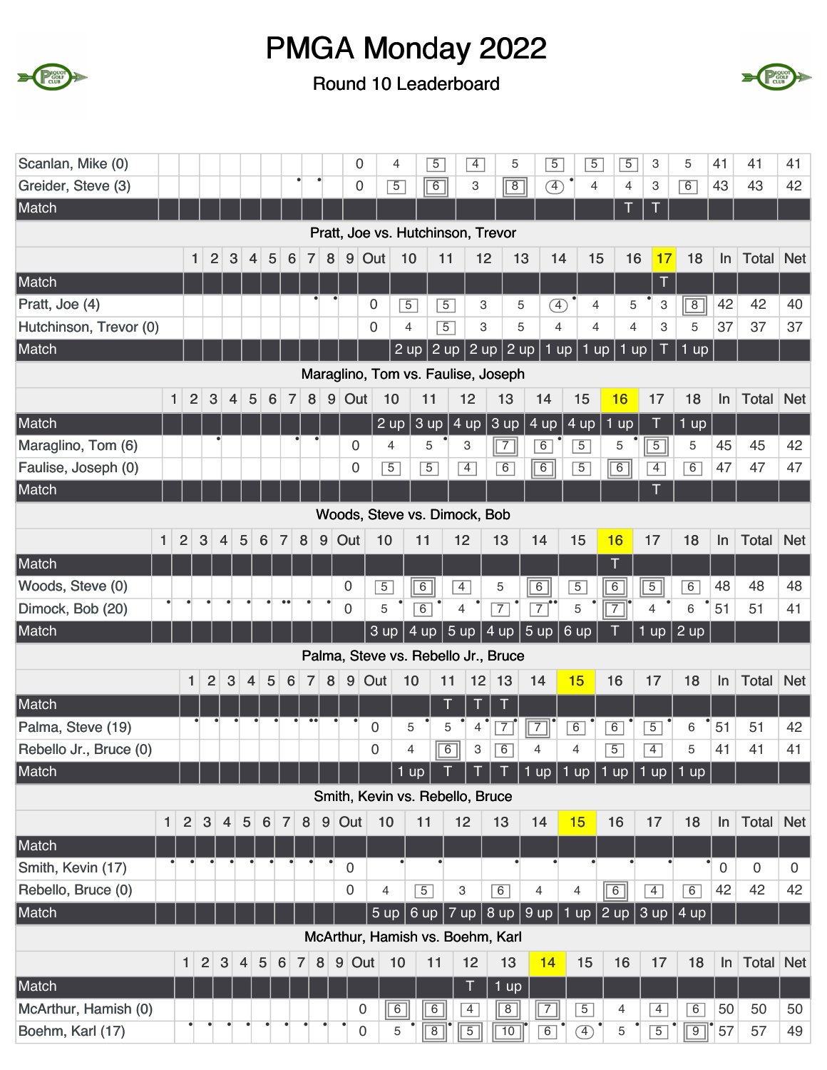# PMGA Monday 2022

## Round 10 Leaderboard

| | 1 | 2 | 3 | 4 | 5 | 6 | 7 | 8 | 9 | Out | 10 | 11 | 12 | 13 | 14 | 15 | 16 | 17 | 18 | In | Total | Net |
|---|---|---|---|---|---|---|---|---|---|---|---|---|---|---|---|---|---|---|---|---|---|---|
| Scanlan, Mike (0) | | | | | | | | | | 0 | 4 | 5 | 4 | 5 | 5 | 5 | 5 | 3 | 5 | 41 | 41 | 41 |
| Greider, Steve (3) | | | | | | | | | | 0 | 5 | 6 | 3 | 8 | 4 | 4 | 4 | 3 | 6 | 43 | 43 | 42 |
| Match | | | | | | | | | | | | | | | | | T | T | | | | |

### Pratt, Joe vs. Hutchinson, Trevor

| | 1 | 2 | 3 | 4 | 5 | 6 | 7 | 8 | 9 | Out | 10 | 11 | 12 | 13 | 14 | 15 | 16 | 17 | 18 | In | Total | Net |
|---|---|---|---|---|---|---|---|---|---|---|---|---|---|---|---|---|---|---|---|---|---|---|
| Match | | | | | | | | | | | | | | | | | | T | | | | |
| Pratt, Joe (4) | | | | | | | | | | 0 | 5 | 5 | 3 | 5 | 4 | 4 | 5 | 3 | 8 | 42 | 42 | 40 |
| Hutchinson, Trevor (0) | | | | | | | | | | 0 | 4 | 5 | 3 | 5 | 4 | 4 | 4 | 3 | 5 | 37 | 37 | 37 |
| Match | | | | | | | | | | | 2 up | 2 up | 2 up | 2 up | 1 up | 1 up | 1 up | T | 1 up | | | |

### Maraglino, Tom vs. Faulise, Joseph

| | 1 | 2 | 3 | 4 | 5 | 6 | 7 | 8 | 9 | Out | 10 | 11 | 12 | 13 | 14 | 15 | 16 | 17 | 18 | In | Total | Net |
|---|---|---|---|---|---|---|---|---|---|---|---|---|---|---|---|---|---|---|---|---|---|---|
| Match | | | | | | | | | | | 2 up | 3 up | 4 up | 3 up | 4 up | 4 up | 1 up | T | 1 up | | | |
| Maraglino, Tom (6) | | | | | | | | | | 0 | 4 | 5 | 3 | 7 | 6 | 5 | 5 | 5 | 5 | 45 | 45 | 42 |
| Faulise, Joseph (0) | | | | | | | | | | 0 | 5 | 5 | 4 | 6 | 6 | 5 | 6 | 4 | 6 | 47 | 47 | 47 |
| Match | | | | | | | | | | | | | | | | | | T | | | | |

### Woods, Steve vs. Dimock, Bob

| | 1 | 2 | 3 | 4 | 5 | 6 | 7 | 8 | 9 | Out | 10 | 11 | 12 | 13 | 14 | 15 | 16 | 17 | 18 | In | Total | Net |
|---|---|---|---|---|---|---|---|---|---|---|---|---|---|---|---|---|---|---|---|---|---|---|
| Match | | | | | | | | | | | | | | | | | T | | | | | |
| Woods, Steve (0) | | | | | | | | | | 0 | 5 | 6 | 4 | 5 | 6 | 5 | 6 | 5 | 6 | 48 | 48 | 48 |
| Dimock, Bob (20) | | | | | | | | | | 0 | 5 | 6 | 4 | 7 | 7 | 5 | 7 | 4 | 6 | 51 | 51 | 41 |
| Match | | | | | | | | | | | 3 up | 4 up | 5 up | 4 up | 5 up | 6 up | T | 1 up | 2 up | | | |

### Palma, Steve vs. Rebello Jr., Bruce

| | 1 | 2 | 3 | 4 | 5 | 6 | 7 | 8 | 9 | Out | 10 | 11 | 12 | 13 | 14 | 15 | 16 | 17 | 18 | In | Total | Net |
|---|---|---|---|---|---|---|---|---|---|---|---|---|---|---|---|---|---|---|---|---|---|---|
| Match | | | | | | | | | | | | T | T | T | | | | | | | | |
| Palma, Steve (19) | | | | | | | | | | 0 | 5 | 5 | 4 | 7 | 7 | 6 | 6 | 5 | 6 | 51 | 51 | 42 |
| Rebello Jr., Bruce (0) | | | | | | | | | | 0 | 4 | 6 | 3 | 6 | 4 | 4 | 5 | 4 | 5 | 41 | 41 | 41 |
| Match | | | | | | | | | | | 1 up | T | T | T | 1 up | 1 up | 1 up | 1 up | 1 up | | | |

### Smith, Kevin vs. Rebello, Bruce

| | 1 | 2 | 3 | 4 | 5 | 6 | 7 | 8 | 9 | Out | 10 | 11 | 12 | 13 | 14 | 15 | 16 | 17 | 18 | In | Total | Net |
|---|---|---|---|---|---|---|---|---|---|---|---|---|---|---|---|---|---|---|---|---|---|---|
| Match | | | | | | | | | | | | | | | | | | | | | | |
| Smith, Kevin (17) | | | | | | | | | | 0 | | | | | | | | | | 0 | 0 | 0 |
| Rebello, Bruce (0) | | | | | | | | | | 0 | 4 | 5 | 3 | 6 | 4 | 4 | 6 | 4 | 6 | 42 | 42 | 42 |
| Match | | | | | | | | | | | 5 up | 6 up | 7 up | 8 up | 9 up | 1 up | 2 up | 3 up | 4 up | | | |

### McArthur, Hamish vs. Boehm, Karl

| | 1 | 2 | 3 | 4 | 5 | 6 | 7 | 8 | 9 | Out | 10 | 11 | 12 | 13 | 14 | 15 | 16 | 17 | 18 | In | Total | Net |
|---|---|---|---|---|---|---|---|---|---|---|---|---|---|---|---|---|---|---|---|---|---|---|
| Match | | | | | | | | | | | | | T | 1 up | | | | | | | | |
| McArthur, Hamish (0) | | | | | | | | | | 0 | 6 | 6 | 4 | 8 | 7 | 5 | 4 | 4 | 6 | 50 | 50 | 50 |
| Boehm, Karl (17) | | | | | | | | | | 0 | 5 | 8 | 5 | 10 | 6 | 4 | 5 | 5 | 9 | 57 | 57 | 49 |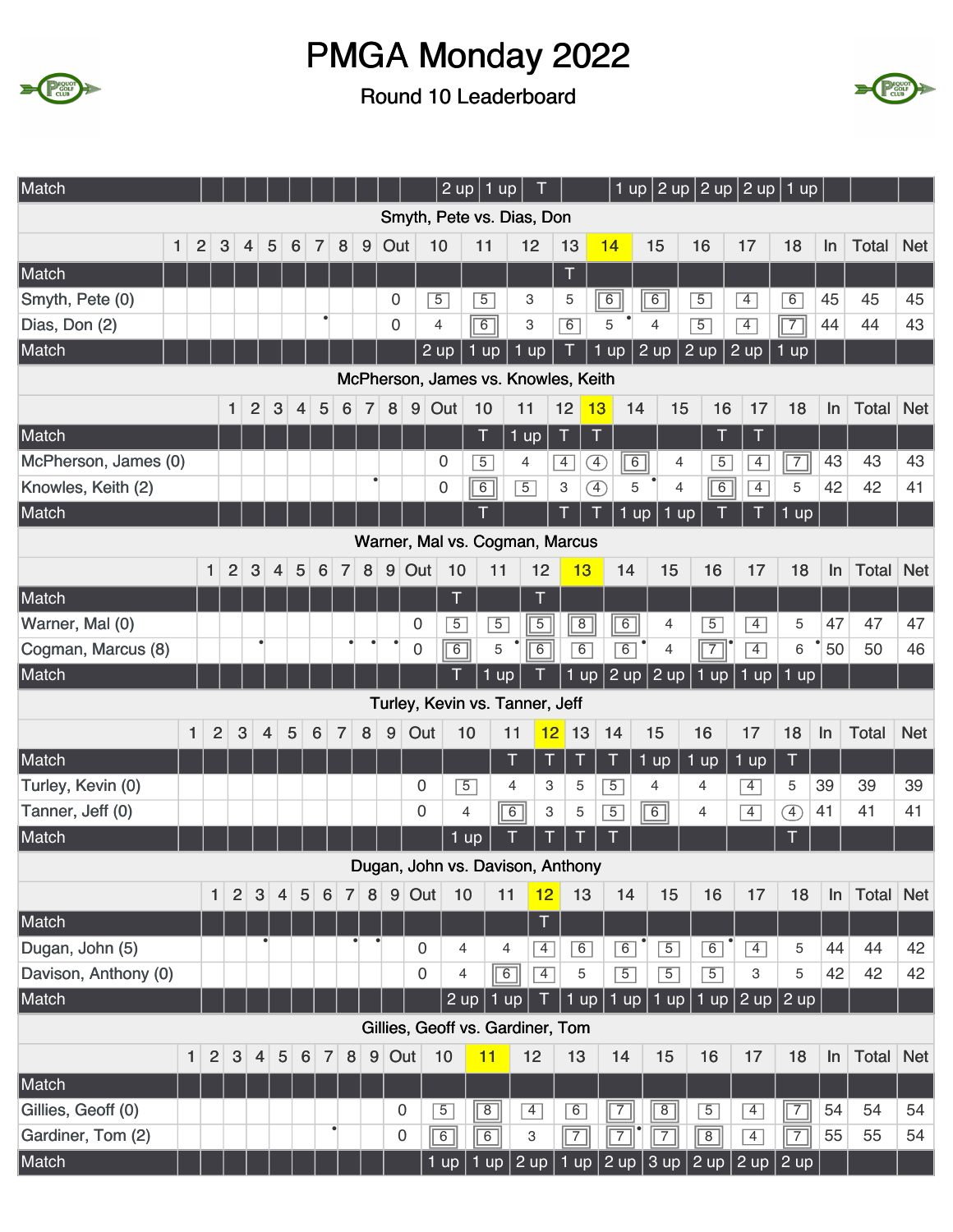# PMGA Monday 2022

## Round 10 Leaderboard

| Match | | | | | | | | | | | 2 up | 1 up | T | | 1 up | 2 up | 2 up | 2 up | 1 up | | | |
|---|---|---|---|---|---|---|---|---|---|---|---|---|---|---|---|---|---|---|---|---|---|---|

### Smyth, Pete vs. Dias, Don

| | 1 | 2 | 3 | 4 | 5 | 6 | 7 | 8 | 9 | Out | 10 | 11 | 12 | 13 | 14 | 15 | 16 | 17 | 18 | In | Total | Net |
|---|---|---|---|---|---|---|---|---|---|---|---|---|---|---|---|---|---|---|---|---|---|---|
| Match | | | | | | | | | | | | | | T | | | | | | | | |
| Smyth, Pete (0) | | | | | | | | | | 0 | 5 | 5 | 3 | 5 | 6 | 6 | 5 | 4 | 6 | 45 | 45 | 45 |
| Dias, Don (2) | | | | | | | • | | | 0 | 4 | 6 | 3 | 6 | 5 • | 4 | 5 | 4 | 7 | 44 | 44 | 43 |
| Match | | | | | | | | | | | 2 up | 1 up | 1 up | T | 1 up | 2 up | 2 up | 2 up | 1 up | | | |

### McPherson, James vs. Knowles, Keith

| | 1 | 2 | 3 | 4 | 5 | 6 | 7 | 8 | 9 | Out | 10 | 11 | 12 | 13 | 14 | 15 | 16 | 17 | 18 | In | Total | Net |
|---|---|---|---|---|---|---|---|---|---|---|---|---|---|---|---|---|---|---|---|---|---|---|
| Match | | | | | | | | | | | T | 1 up | T | T | | | T | T | | | | |
| McPherson, James (0) | | | | | | | | | | 0 | 5 | 4 | 4 | 4 | 6 | 4 | 5 | 4 | 7 | 43 | 43 | 43 |
| Knowles, Keith (2) | | | | | | | • | | | 0 | 6 | 5 | 3 | 4 | 5 • | 4 | 6 | 4 | 5 | 42 | 42 | 41 |
| Match | | | | | | | | | | | T | | T | T | 1 up | 1 up | T | T | 1 up | | | |

### Warner, Mal vs. Cogman, Marcus

| | 1 | 2 | 3 | 4 | 5 | 6 | 7 | 8 | 9 | Out | 10 | 11 | 12 | 13 | 14 | 15 | 16 | 17 | 18 | In | Total | Net |
|---|---|---|---|---|---|---|---|---|---|---|---|---|---|---|---|---|---|---|---|---|---|---|
| Match | | | | | | | | | | | T | | T | | | | | | | | | |
| Warner, Mal (0) | | | | | | | | | | 0 | 5 | 5 | 5 | 8 | 6 | 4 | 5 | 4 | 5 | 47 | 47 | 47 |
| Cogman, Marcus (8) | | | • | | | | • | • | • | 0 | 6 | 5 • | 6 | 6 | 6 • | 4 | 7 • | 4 | 6 • | 50 | 50 | 46 |
| Match | | | | | | | | | | | T | 1 up | T | 1 up | 2 up | 2 up | 1 up | 1 up | 1 up | | | |

### Turley, Kevin vs. Tanner, Jeff

| | 1 | 2 | 3 | 4 | 5 | 6 | 7 | 8 | 9 | Out | 10 | 11 | 12 | 13 | 14 | 15 | 16 | 17 | 18 | In | Total | Net |
|---|---|---|---|---|---|---|---|---|---|---|---|---|---|---|---|---|---|---|---|---|---|---|
| Match | | | | | | | | | | | | T | T | T | T | 1 up | 1 up | 1 up | T | | | |
| Turley, Kevin (0) | | | | | | | | | | 0 | 5 | 4 | 3 | 5 | 5 | 4 | 4 | 4 | 5 | 39 | 39 | 39 |
| Tanner, Jeff (0) | | | | | | | | | | 0 | 4 | 6 | 3 | 5 | 5 | 6 | 4 | 4 | 4 | 41 | 41 | 41 |
| Match | | | | | | | | | | | 1 up | T | T | T | T | | | | T | | | |

### Dugan, John vs. Davison, Anthony

| | 1 | 2 | 3 | 4 | 5 | 6 | 7 | 8 | 9 | Out | 10 | 11 | 12 | 13 | 14 | 15 | 16 | 17 | 18 | In | Total | Net |
|---|---|---|---|---|---|---|---|---|---|---|---|---|---|---|---|---|---|---|---|---|---|---|
| Match | | | | | | | | | | | | | T | | | | | | | | | |
| Dugan, John (5) | | | • | | | | • | • | | 0 | 4 | 4 | 4 | 6 | 6 • | 5 | 6 • | 4 | 5 | 44 | 44 | 42 |
| Davison, Anthony (0) | | | | | | | | | | 0 | 4 | 6 | 4 | 5 | 5 | 5 | 5 | 3 | 5 | 42 | 42 | 42 |
| Match | | | | | | | | | | | 2 up | 1 up | T | 1 up | 1 up | 1 up | 1 up | 2 up | 2 up | | | |

### Gillies, Geoff vs. Gardiner, Tom

| | 1 | 2 | 3 | 4 | 5 | 6 | 7 | 8 | 9 | Out | 10 | 11 | 12 | 13 | 14 | 15 | 16 | 17 | 18 | In | Total | Net |
|---|---|---|---|---|---|---|---|---|---|---|---|---|---|---|---|---|---|---|---|---|---|---|
| Match | | | | | | | | | | | | | | | | | | | | | | |
| Gillies, Geoff (0) | | | | | | | | | | 0 | 5 | 8 | 4 | 6 | 7 | 8 | 5 | 4 | 7 | 54 | 54 | 54 |
| Gardiner, Tom (2) | | | | | | | • | | | 0 | 6 | 6 | 3 | 7 | 7 • | 7 | 8 | 4 | 7 | 55 | 55 | 54 |
| Match | | | | | | | | | | | 1 up | 1 up | 2 up | 1 up | 2 up | 3 up | 2 up | 2 up | 2 up | | | |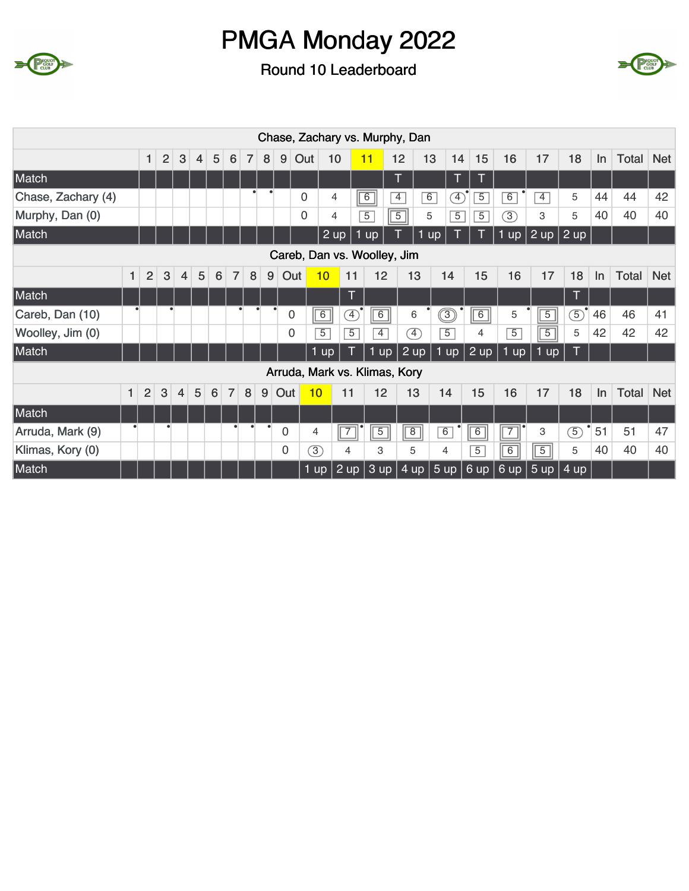# PMGA Monday 2022

## Round 10 Leaderboard

**Chase, Zachary vs. Murphy, Dan**

| | 1 | 2 | 3 | 4 | 5 | 6 | 7 | 8 | 9 | Out | 10 | 11 | 12 | 13 | 14 | 15 | 16 | 17 | 18 | In | Total | Net |
|---|---|---|---|---|---|---|---|---|---|---|---|---|---|---|---|---|---|---|---|---|---|---|
| Match | | | | | | | | | | | | | T | | T | T | | | | | | |
| Chase, Zachary (4) | | | | | | | | | | 0 | 4 | 6 | 4 | 6 | 4 | 5 | 6 | 4 | 5 | 44 | 44 | 42 |
| Murphy, Dan (0) | | | | | | | | | | 0 | 4 | 5 | 5 | 5 | 5 | 5 | 3 | 3 | 5 | 40 | 40 | 40 |
| Match | | | | | | | | | | | 2 up | 1 up | T | 1 up | T | T | 1 up | 2 up | 2 up | | | |

**Careb, Dan vs. Woolley, Jim**

| | 1 | 2 | 3 | 4 | 5 | 6 | 7 | 8 | 9 | Out | 10 | 11 | 12 | 13 | 14 | 15 | 16 | 17 | 18 | In | Total | Net |
|---|---|---|---|---|---|---|---|---|---|---|---|---|---|---|---|---|---|---|---|---|---|---|
| Match | | | | | | | | | | | | T | | | | | | | T | | | |
| Careb, Dan (10) | | | | | | | | | | 0 | 6 | 4 | 6 | 6 | 3 | 6 | 5 | 5 | 5 | 46 | 46 | 41 |
| Woolley, Jim (0) | | | | | | | | | | 0 | 5 | 5 | 4 | 4 | 5 | 4 | 5 | 5 | 5 | 42 | 42 | 42 |
| Match | | | | | | | | | | | 1 up | T | 1 up | 2 up | 1 up | 2 up | 1 up | 1 up | T | | | |

**Arruda, Mark vs. Klimas, Kory**

| | 1 | 2 | 3 | 4 | 5 | 6 | 7 | 8 | 9 | Out | 10 | 11 | 12 | 13 | 14 | 15 | 16 | 17 | 18 | In | Total | Net |
|---|---|---|---|---|---|---|---|---|---|---|---|---|---|---|---|---|---|---|---|---|---|---|
| Match | | | | | | | | | | | | | | | | | | | | | | |
| Arruda, Mark (9) | | | | | | | | | | 0 | 4 | 7 | 5 | 8 | 6 | 6 | 7 | 3 | 5 | 51 | 51 | 47 |
| Klimas, Kory (0) | | | | | | | | | | 0 | 3 | 4 | 3 | 5 | 4 | 5 | 6 | 5 | 5 | 40 | 40 | 40 |
| Match | | | | | | | | | | | 1 up | 2 up | 3 up | 4 up | 5 up | 6 up | 6 up | 5 up | 4 up | | | |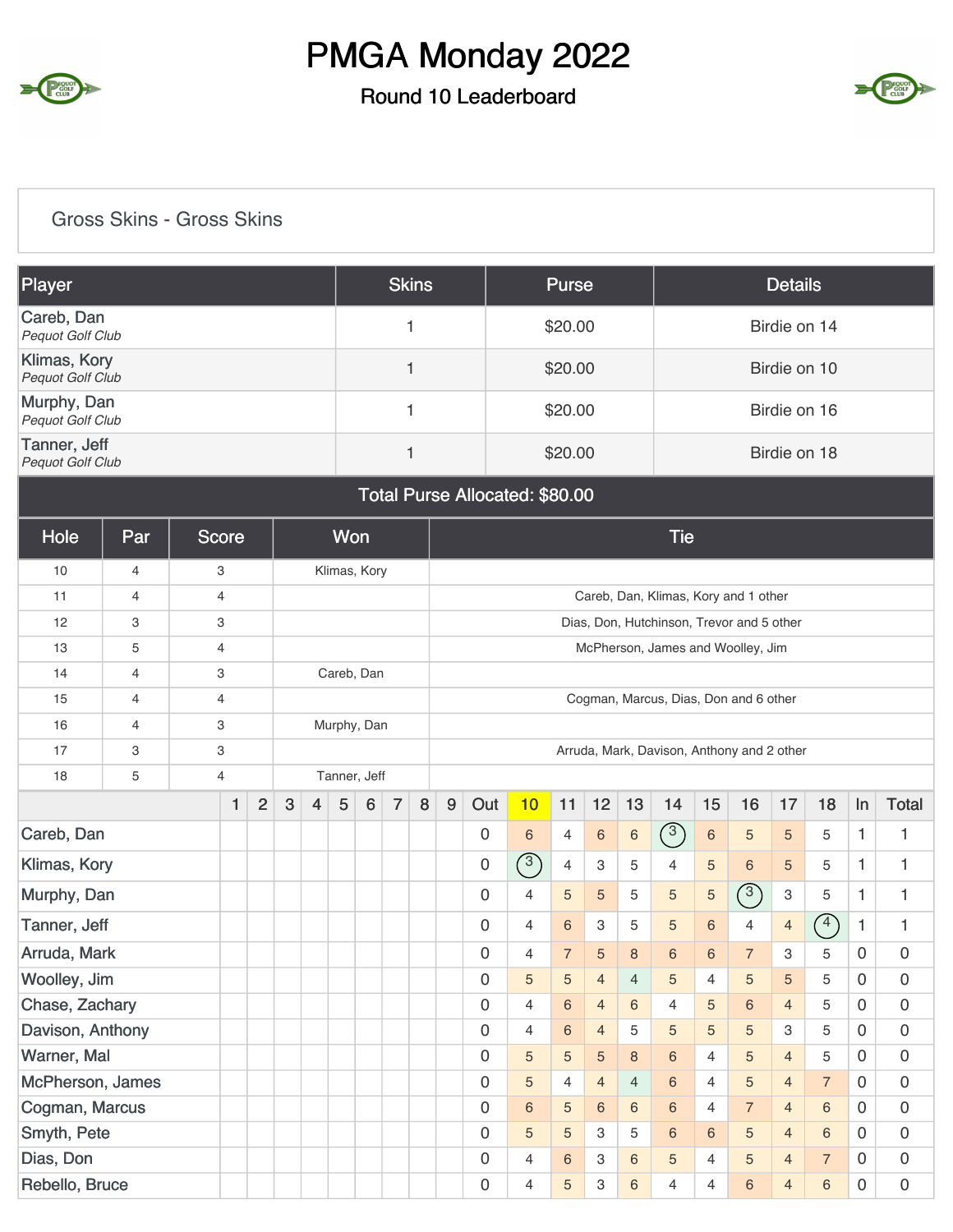# PMGA Monday 2022

## Round 10 Leaderboard

### Gross Skins - Gross Skins

| Player | Skins | Purse | Details |
|---|---|---|---|
| Careb, Dan *Pequot Golf Club* | 1 | $20.00 | Birdie on 14 |
| Klimas, Kory *Pequot Golf Club* | 1 | $20.00 | Birdie on 10 |
| Murphy, Dan *Pequot Golf Club* | 1 | $20.00 | Birdie on 16 |
| Tanner, Jeff *Pequot Golf Club* | 1 | $20.00 | Birdie on 18 |

**Total Purse Allocated: $80.00**

| Hole | Par | Score | Won | Tie |
|---|---|---|---|---|
| 10 | 4 | 3 | Klimas, Kory | |
| 11 | 4 | 4 | | Careb, Dan, Klimas, Kory and 1 other |
| 12 | 3 | 3 | | Dias, Don, Hutchinson, Trevor and 5 other |
| 13 | 5 | 4 | | McPherson, James and Woolley, Jim |
| 14 | 4 | 3 | Careb, Dan | |
| 15 | 4 | 4 | | Cogman, Marcus, Dias, Don and 6 other |
| 16 | 4 | 3 | Murphy, Dan | |
| 17 | 3 | 3 | | Arruda, Mark, Davison, Anthony and 2 other |
| 18 | 5 | 4 | Tanner, Jeff | |

| | 1 | 2 | 3 | 4 | 5 | 6 | 7 | 8 | 9 | Out | 10 | 11 | 12 | 13 | 14 | 15 | 16 | 17 | 18 | In | Total |
|---|---|---|---|---|---|---|---|---|---|---|---|---|---|---|---|---|---|---|---|---|---|
| Careb, Dan | | | | | | | | | | 0 | 6 | 4 | 6 | 6 | 3 | 6 | 5 | 5 | 5 | 1 | 1 |
| Klimas, Kory | | | | | | | | | | 0 | 3 | 4 | 3 | 5 | 4 | 5 | 6 | 5 | 5 | 1 | 1 |
| Murphy, Dan | | | | | | | | | | 0 | 4 | 5 | 5 | 5 | 5 | 5 | 3 | 3 | 5 | 1 | 1 |
| Tanner, Jeff | | | | | | | | | | 0 | 4 | 6 | 3 | 5 | 5 | 6 | 4 | 4 | 4 | 1 | 1 |
| Arruda, Mark | | | | | | | | | | 0 | 4 | 7 | 5 | 8 | 6 | 6 | 7 | 3 | 5 | 0 | 0 |
| Woolley, Jim | | | | | | | | | | 0 | 5 | 5 | 4 | 4 | 5 | 4 | 5 | 5 | 5 | 0 | 0 |
| Chase, Zachary | | | | | | | | | | 0 | 4 | 6 | 4 | 6 | 4 | 5 | 6 | 4 | 5 | 0 | 0 |
| Davison, Anthony | | | | | | | | | | 0 | 4 | 6 | 4 | 5 | 5 | 5 | 5 | 3 | 5 | 0 | 0 |
| Warner, Mal | | | | | | | | | | 0 | 5 | 5 | 5 | 8 | 6 | 4 | 5 | 4 | 5 | 0 | 0 |
| McPherson, James | | | | | | | | | | 0 | 5 | 4 | 4 | 4 | 6 | 4 | 5 | 4 | 7 | 0 | 0 |
| Cogman, Marcus | | | | | | | | | | 0 | 6 | 5 | 6 | 6 | 6 | 4 | 7 | 4 | 6 | 0 | 0 |
| Smyth, Pete | | | | | | | | | | 0 | 5 | 5 | 3 | 5 | 6 | 6 | 5 | 4 | 6 | 0 | 0 |
| Dias, Don | | | | | | | | | | 0 | 4 | 6 | 3 | 6 | 5 | 4 | 5 | 4 | 7 | 0 | 0 |
| Rebello, Bruce | | | | | | | | | | 0 | 4 | 5 | 3 | 6 | 4 | 4 | 6 | 4 | 6 | 0 | 0 |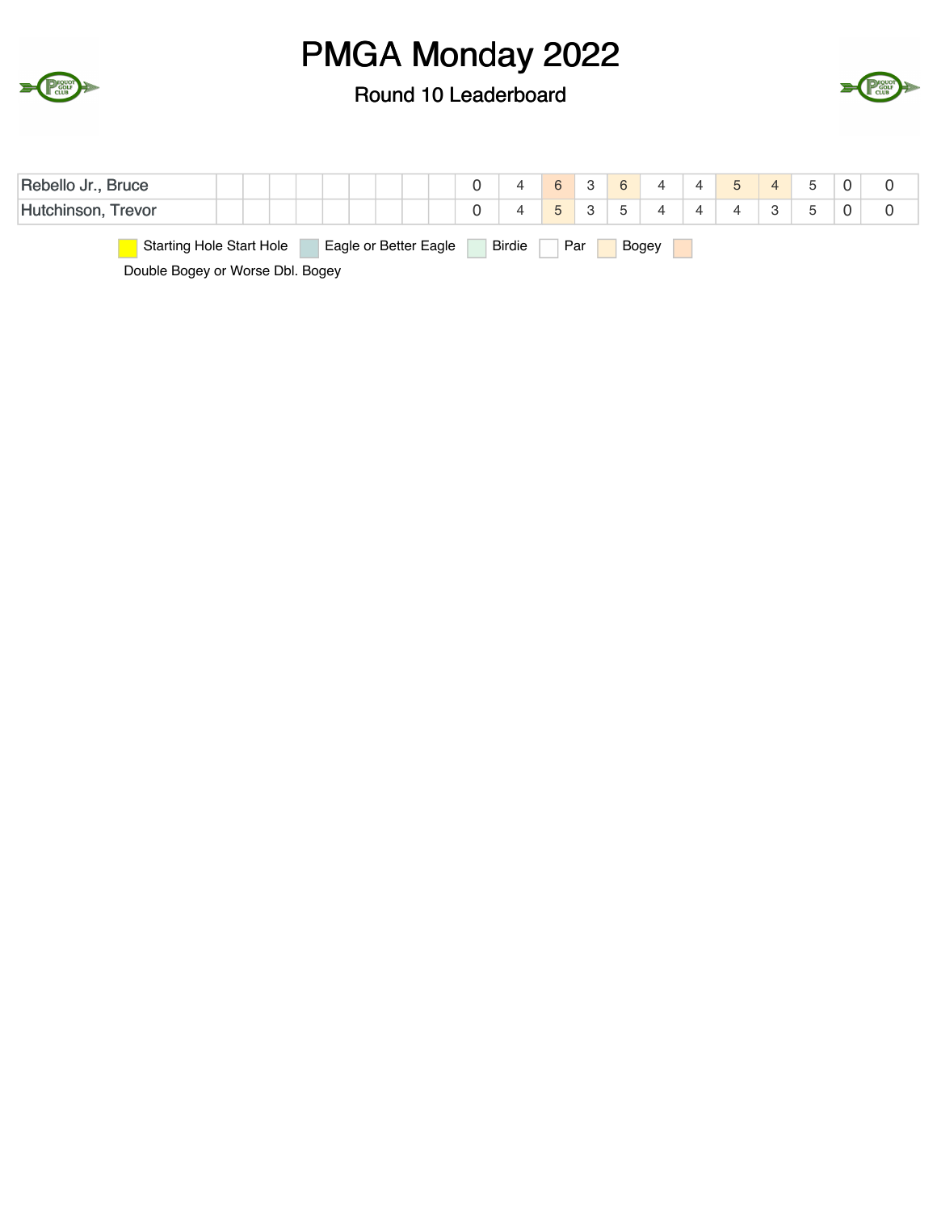# PMGA Monday 2022

## Round 10 Leaderboard

| | | | | | | | | | | | | | | | | | | | | | |
|---|---|---|---|---|---|---|---|---|---|---|---|---|---|---|---|---|---|---|---|---|---|
| Rebello Jr., Bruce | | | | | | | | | | 0 | 4 | 6 | 3 | 6 | 4 | 4 | 5 | 4 | 5 | 0 | 0 |
| Hutchinson, Trevor | | | | | | | | | | 0 | 4 | 5 | 3 | 5 | 4 | 4 | 4 | 3 | 5 | 0 | 0 |

Starting Hole Start Hole | Eagle or Better Eagle | Birdie | Par | Bogey | Double Bogey or Worse Dbl. Bogey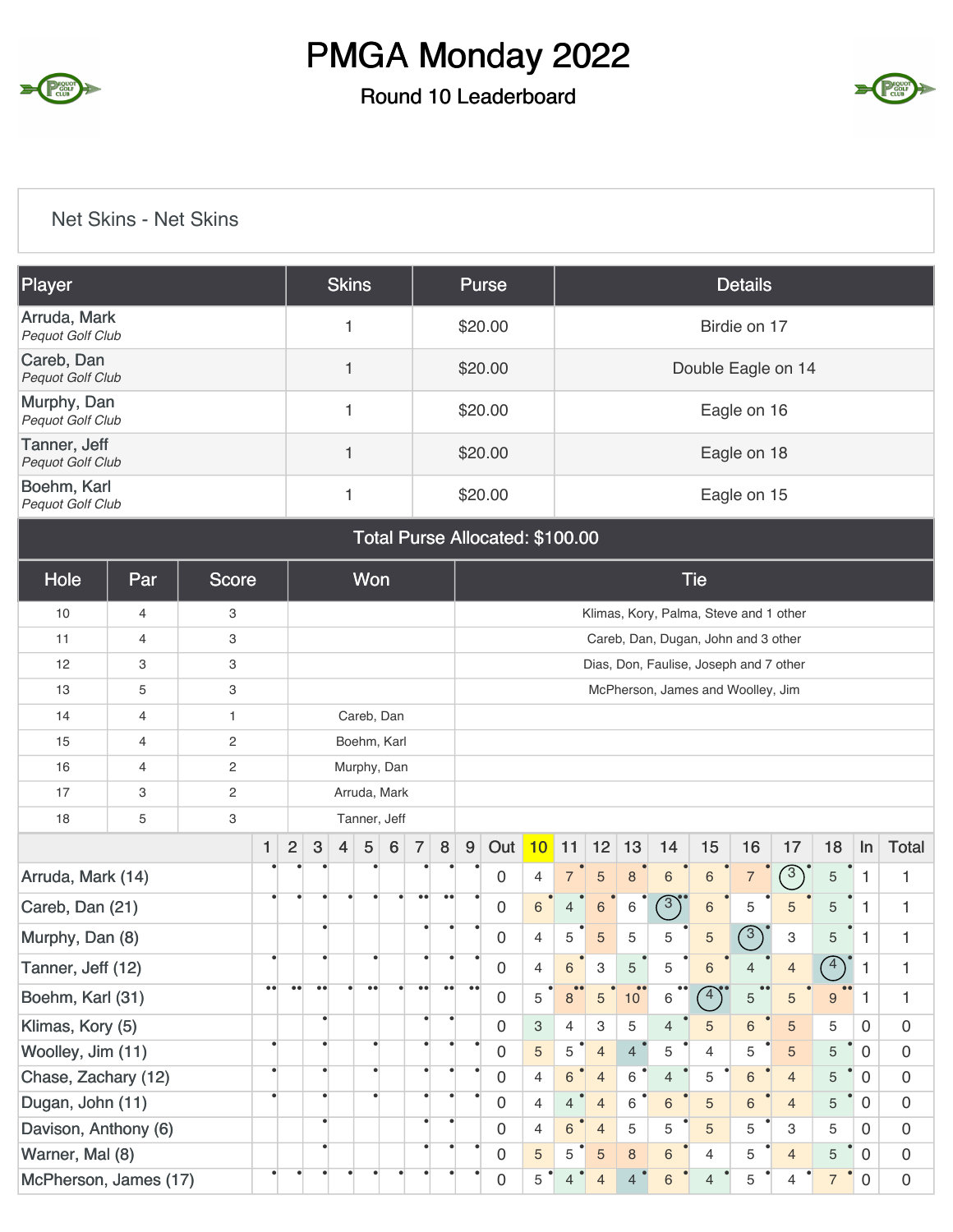# PMGA Monday 2022

## Round 10 Leaderboard

Net Skins - Net Skins

| Player | Skins | Purse | Details |
|---|---|---|---|
| Arruda, Mark *Pequot Golf Club* | 1 | $20.00 | Birdie on 17 |
| Careb, Dan *Pequot Golf Club* | 1 | $20.00 | Double Eagle on 14 |
| Murphy, Dan *Pequot Golf Club* | 1 | $20.00 | Eagle on 16 |
| Tanner, Jeff *Pequot Golf Club* | 1 | $20.00 | Eagle on 18 |
| Boehm, Karl *Pequot Golf Club* | 1 | $20.00 | Eagle on 15 |

Total Purse Allocated: $100.00

| Hole | Par | Score | Won | Tie |
|---|---|---|---|---|
| 10 | 4 | 3 | | Klimas, Kory, Palma, Steve and 1 other |
| 11 | 4 | 3 | | Careb, Dan, Dugan, John and 3 other |
| 12 | 3 | 3 | | Dias, Don, Faulise, Joseph and 7 other |
| 13 | 5 | 3 | | McPherson, James and Woolley, Jim |
| 14 | 4 | 1 | Careb, Dan | |
| 15 | 4 | 2 | Boehm, Karl | |
| 16 | 4 | 2 | Murphy, Dan | |
| 17 | 3 | 2 | Arruda, Mark | |
| 18 | 5 | 3 | Tanner, Jeff | |

| | 1 | 2 | 3 | 4 | 5 | 6 | 7 | 8 | 9 | Out | 10 | 11 | 12 | 13 | 14 | 15 | 16 | 17 | 18 | In | Total |
|---|---|---|---|---|---|---|---|---|---|---|---|---|---|---|---|---|---|---|---|---|---|
| Arruda, Mark (14) | | | | | | | | | | 0 | 4 | 7 | 5 | 8 | 6 | 6 | 7 | 3 | 5 | 1 | 1 |
| Careb, Dan (21) | | | | | | | | | | 0 | 6 | 4 | 6 | 6 | 3 | 6 | 5 | 5 | 5 | 1 | 1 |
| Murphy, Dan (8) | | | | | | | | | | 0 | 4 | 5 | 5 | 5 | 5 | 5 | 3 | 3 | 5 | 1 | 1 |
| Tanner, Jeff (12) | | | | | | | | | | 0 | 4 | 6 | 3 | 5 | 5 | 6 | 4 | 4 | 4 | 1 | 1 |
| Boehm, Karl (31) | | | | | | | | | | 0 | 5 | 8 | 5 | 10 | 6 | 4 | 5 | 5 | 9 | 1 | 1 |
| Klimas, Kory (5) | | | | | | | | | | 0 | 3 | 4 | 3 | 5 | 4 | 5 | 6 | 5 | 5 | 0 | 0 |
| Woolley, Jim (11) | | | | | | | | | | 0 | 5 | 5 | 4 | 4 | 5 | 4 | 5 | 5 | 5 | 0 | 0 |
| Chase, Zachary (12) | | | | | | | | | | 0 | 4 | 6 | 4 | 6 | 4 | 5 | 6 | 4 | 5 | 0 | 0 |
| Dugan, John (11) | | | | | | | | | | 0 | 4 | 4 | 4 | 6 | 6 | 5 | 6 | 4 | 5 | 0 | 0 |
| Davison, Anthony (6) | | | | | | | | | | 0 | 4 | 6 | 4 | 5 | 5 | 5 | 5 | 3 | 5 | 0 | 0 |
| Warner, Mal (8) | | | | | | | | | | 0 | 5 | 5 | 5 | 8 | 6 | 4 | 5 | 4 | 5 | 0 | 0 |
| McPherson, James (17) | | | | | | | | | | 0 | 5 | 4 | 4 | 4 | 6 | 4 | 5 | 4 | 7 | 0 | 0 |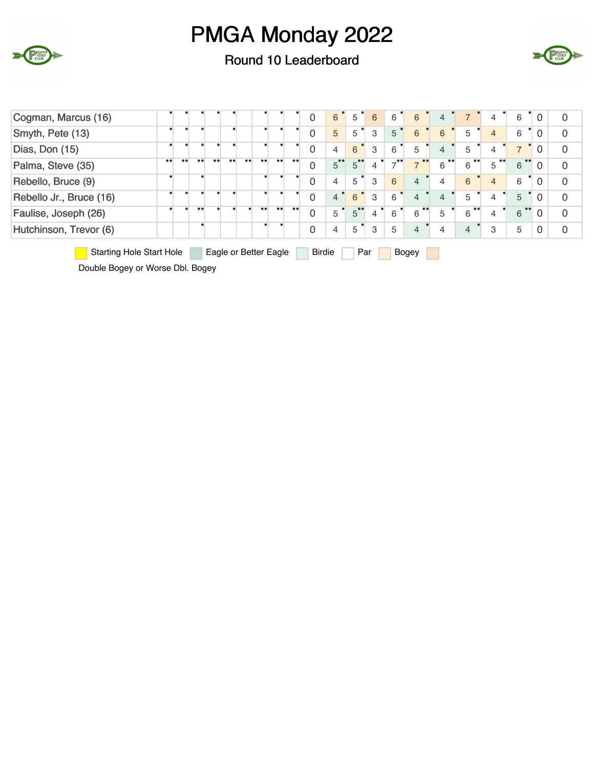# PMGA Monday 2022

## Round 10 Leaderboard

| Player | | | | | | | | | | | | | | | | | | | | | |
|---|---|---|---|---|---|---|---|---|---|---|---|---|---|---|---|---|---|---|---|---|---|
| Cogman, Marcus (16) | | | | | | | | | | 0 | 6 | 5 | 6 | 6 | 6 | 4 | 7 | 4 | 6 | 0 | 0 |
| Smyth, Pete (13) | | | | | | | | | | 0 | 5 | 5 | 3 | 5 | 6 | 6 | 5 | 4 | 6 | 0 | 0 |
| Dias, Don (15) | | | | | | | | | | 0 | 4 | 6 | 3 | 6 | 5 | 4 | 5 | 4 | 7 | 0 | 0 |
| Palma, Steve (35) | | | | | | | | | | 0 | 5 | 5 | 4 | 7 | 7 | 6 | 6 | 5 | 6 | 0 | 0 |
| Rebello, Bruce (9) | | | | | | | | | | 0 | 4 | 5 | 3 | 6 | 4 | 4 | 6 | 4 | 6 | 0 | 0 |
| Rebello Jr., Bruce (16) | | | | | | | | | | 0 | 4 | 6 | 3 | 6 | 4 | 4 | 5 | 4 | 5 | 0 | 0 |
| Faulise, Joseph (26) | | | | | | | | | | 0 | 5 | 5 | 4 | 6 | 6 | 5 | 6 | 4 | 6 | 0 | 0 |
| Hutchinson, Trevor (6) | | | | | | | | | | 0 | 4 | 5 | 3 | 5 | 4 | 4 | 4 | 3 | 5 | 0 | 0 |

Starting Hole Start Hole | Eagle or Better Eagle | Birdie | Par | Bogey | Double Bogey or Worse Dbl. Bogey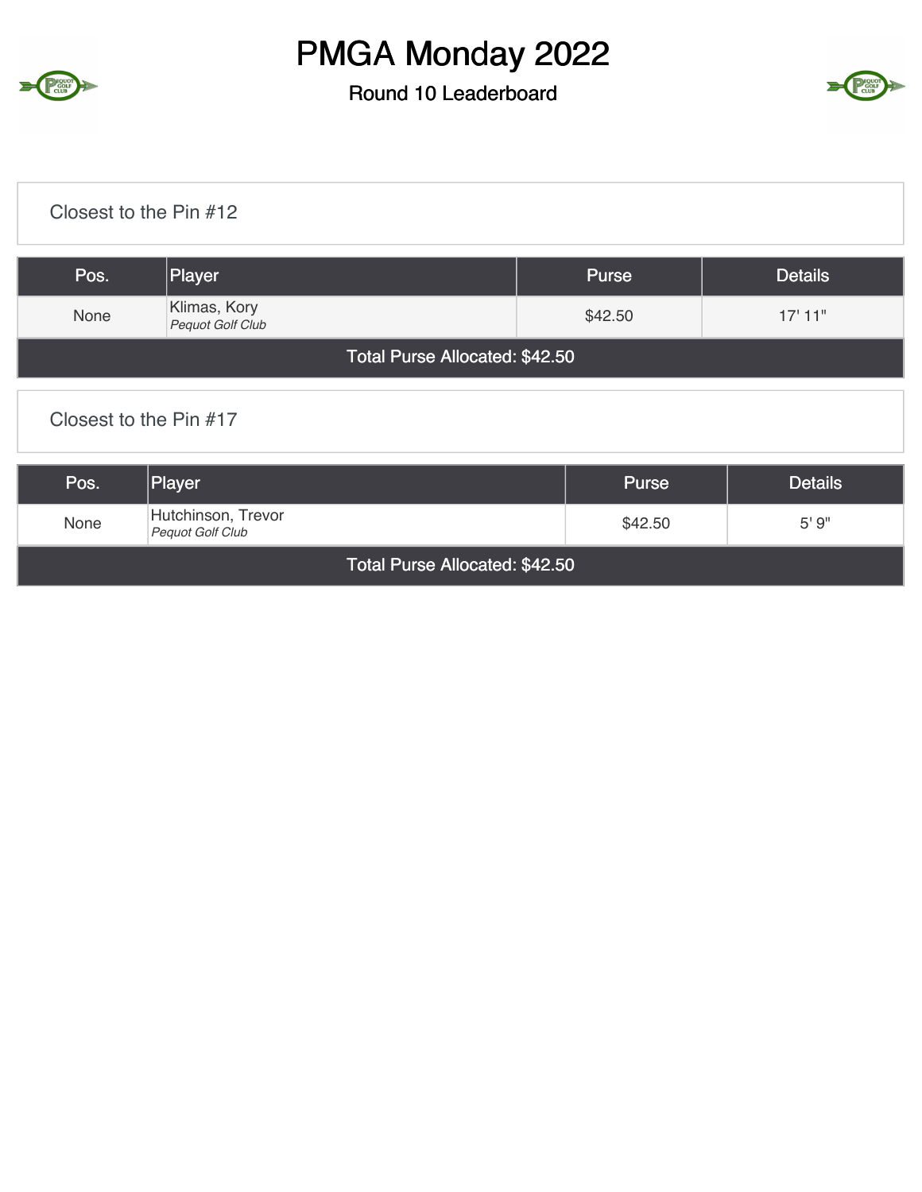# PMGA Monday 2022

## Round 10 Leaderboard

### Closest to the Pin #12

| Pos. | Player | Purse | Details |
| --- | --- | --- | --- |
| None | Klimas, Kory *Pequot Golf Club* | $42.50 | 17' 11" |
| Total Purse Allocated: $42.50 | | | |

### Closest to the Pin #17

| Pos. | Player | Purse | Details |
| --- | --- | --- | --- |
| None | Hutchinson, Trevor *Pequot Golf Club* | $42.50 | 5' 9" |
| Total Purse Allocated: $42.50 | | | |